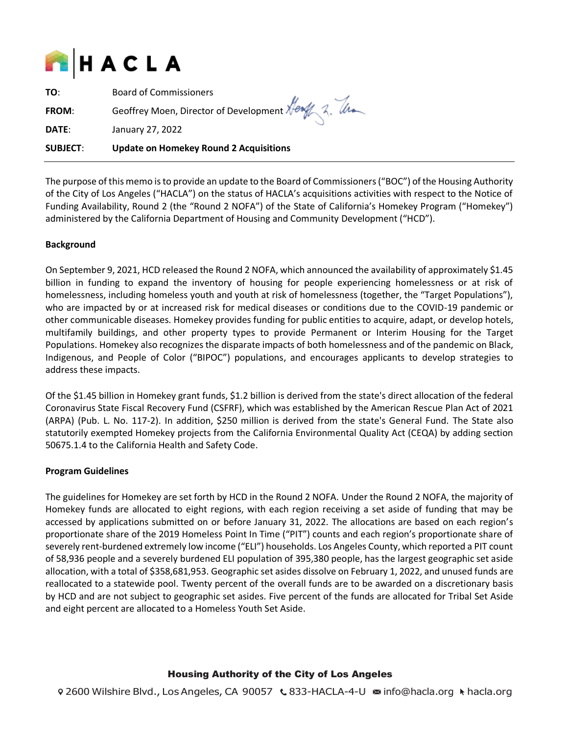# HACLA

**TO**: Board of Commissioners

**FROM**: Geoffrey Moen, Director of Development

**DATE**: January 27, 2022

**SUBJECT**: **Update on Homekey Round 2 Acquisitions**

---

The purpose of this memo is to provide an update to the Board of Commissioners ("BOC") of the Housing Authority of the City of Los Angeles ("HACLA") on the status of HACLA's acquisitions activities with respect to the Notice of Funding Availability, Round 2 (the "Round 2 NOFA") of the State of California's Homekey Program ("Homekey") administered by the California Department of Housing and Community Development ("HCD").

**Background**

On September 9, 2021, HCD released the Round 2 NOFA, which announced the availability of approximately $1.45 billion in funding to expand the inventory of housing for people experiencing homelessness or at risk of homelessness, including homeless youth and youth at risk of homelessness (together, the "Target Populations"), who are impacted by or at increased risk for medical diseases or conditions due to the COVID-19 pandemic or other communicable diseases. Homekey provides funding for public entities to acquire, adapt, or develop hotels, multifamily buildings, and other property types to provide Permanent or Interim Housing for the Target Populations. Homekey also recognizes the disparate impacts of both homelessness and of the pandemic on Black, Indigenous, and People of Color ("BIPOC") populations, and encourages applicants to develop strategies to address these impacts.

Of the $1.45 billion in Homekey grant funds, $1.2 billion is derived from the state's direct allocation of the federal Coronavirus State Fiscal Recovery Fund (CSFRF), which was established by the American Rescue Plan Act of 2021 (ARPA) (Pub. L. No. 117-2). In addition, $250 million is derived from the state's General Fund. The State also statutorily exempted Homekey projects from the California Environmental Quality Act (CEQA) by adding section 50675.1.4 to the California Health and Safety Code.

**Program Guidelines**

The guidelines for Homekey are set forth by HCD in the Round 2 NOFA. Under the Round 2 NOFA, the majority of Homekey funds are allocated to eight regions, with each region receiving a set aside of funding that may be accessed by applications submitted on or before January 31, 2022. The allocations are based on each region's proportionate share of the 2019 Homeless Point In Time ("PIT") counts and each region's proportionate share of severely rent-burdened extremely low income ("ELI") households. Los Angeles County, which reported a PIT count of 58,936 people and a severely burdened ELI population of 395,380 people, has the largest geographic set aside allocation, with a total of $358,681,953. Geographic set asides dissolve on February 1, 2022, and unused funds are reallocated to a statewide pool. Twenty percent of the overall funds are to be awarded on a discretionary basis by HCD and are not subject to geographic set asides. Five percent of the funds are allocated for Tribal Set Aside and eight percent are allocated to a Homeless Youth Set Aside.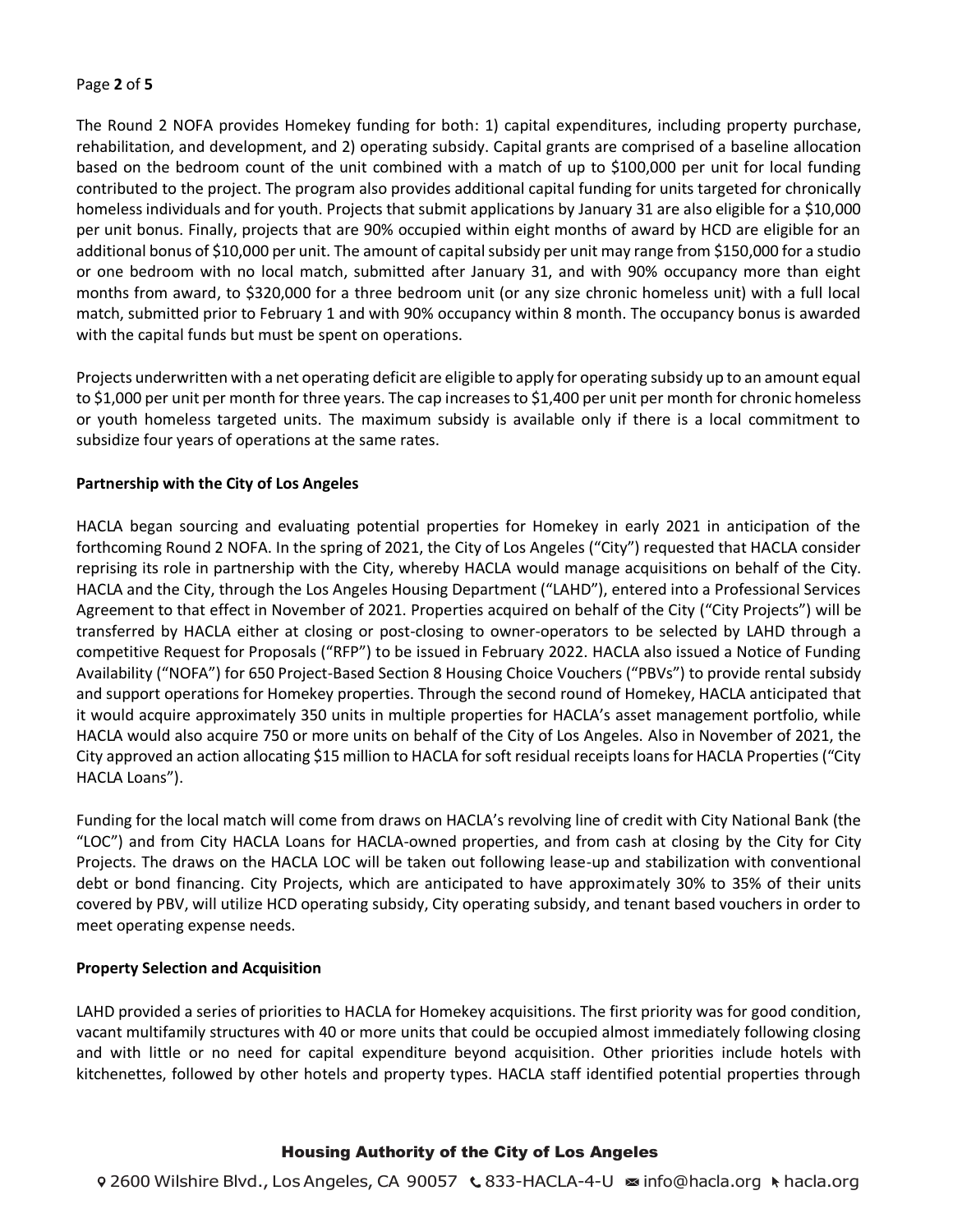The Round 2 NOFA provides Homekey funding for both: 1) capital expenditures, including property purchase, rehabilitation, and development, and 2) operating subsidy. Capital grants are comprised of a baseline allocation based on the bedroom count of the unit combined with a match of up to $100,000 per unit for local funding contributed to the project. The program also provides additional capital funding for units targeted for chronically homeless individuals and for youth. Projects that submit applications by January 31 are also eligible for a $10,000 per unit bonus. Finally, projects that are 90% occupied within eight months of award by HCD are eligible for an additional bonus of $10,000 per unit. The amount of capital subsidy per unit may range from $150,000 for a studio or one bedroom with no local match, submitted after January 31, and with 90% occupancy more than eight months from award, to $320,000 for a three bedroom unit (or any size chronic homeless unit) with a full local match, submitted prior to February 1 and with 90% occupancy within 8 month. The occupancy bonus is awarded with the capital funds but must be spent on operations.

Projects underwritten with a net operating deficit are eligible to apply for operating subsidy up to an amount equal to $1,000 per unit per month for three years. The cap increases to $1,400 per unit per month for chronic homeless or youth homeless targeted units. The maximum subsidy is available only if there is a local commitment to subsidize four years of operations at the same rates.

**Partnership with the City of Los Angeles**

HACLA began sourcing and evaluating potential properties for Homekey in early 2021 in anticipation of the forthcoming Round 2 NOFA. In the spring of 2021, the City of Los Angeles ("City") requested that HACLA consider reprising its role in partnership with the City, whereby HACLA would manage acquisitions on behalf of the City. HACLA and the City, through the Los Angeles Housing Department ("LAHD"), entered into a Professional Services Agreement to that effect in November of 2021. Properties acquired on behalf of the City ("City Projects") will be transferred by HACLA either at closing or post-closing to owner-operators to be selected by LAHD through a competitive Request for Proposals ("RFP") to be issued in February 2022. HACLA also issued a Notice of Funding Availability ("NOFA") for 650 Project-Based Section 8 Housing Choice Vouchers ("PBVs") to provide rental subsidy and support operations for Homekey properties. Through the second round of Homekey, HACLA anticipated that it would acquire approximately 350 units in multiple properties for HACLA's asset management portfolio, while HACLA would also acquire 750 or more units on behalf of the City of Los Angeles. Also in November of 2021, the City approved an action allocating $15 million to HACLA for soft residual receipts loans for HACLA Properties ("City HACLA Loans").

Funding for the local match will come from draws on HACLA's revolving line of credit with City National Bank (the "LOC") and from City HACLA Loans for HACLA-owned properties, and from cash at closing by the City for City Projects. The draws on the HACLA LOC will be taken out following lease-up and stabilization with conventional debt or bond financing. City Projects, which are anticipated to have approximately 30% to 35% of their units covered by PBV, will utilize HCD operating subsidy, City operating subsidy, and tenant based vouchers in order to meet operating expense needs.

**Property Selection and Acquisition**

LAHD provided a series of priorities to HACLA for Homekey acquisitions. The first priority was for good condition, vacant multifamily structures with 40 or more units that could be occupied almost immediately following closing and with little or no need for capital expenditure beyond acquisition. Other priorities include hotels with kitchenettes, followed by other hotels and property types. HACLA staff identified potential properties through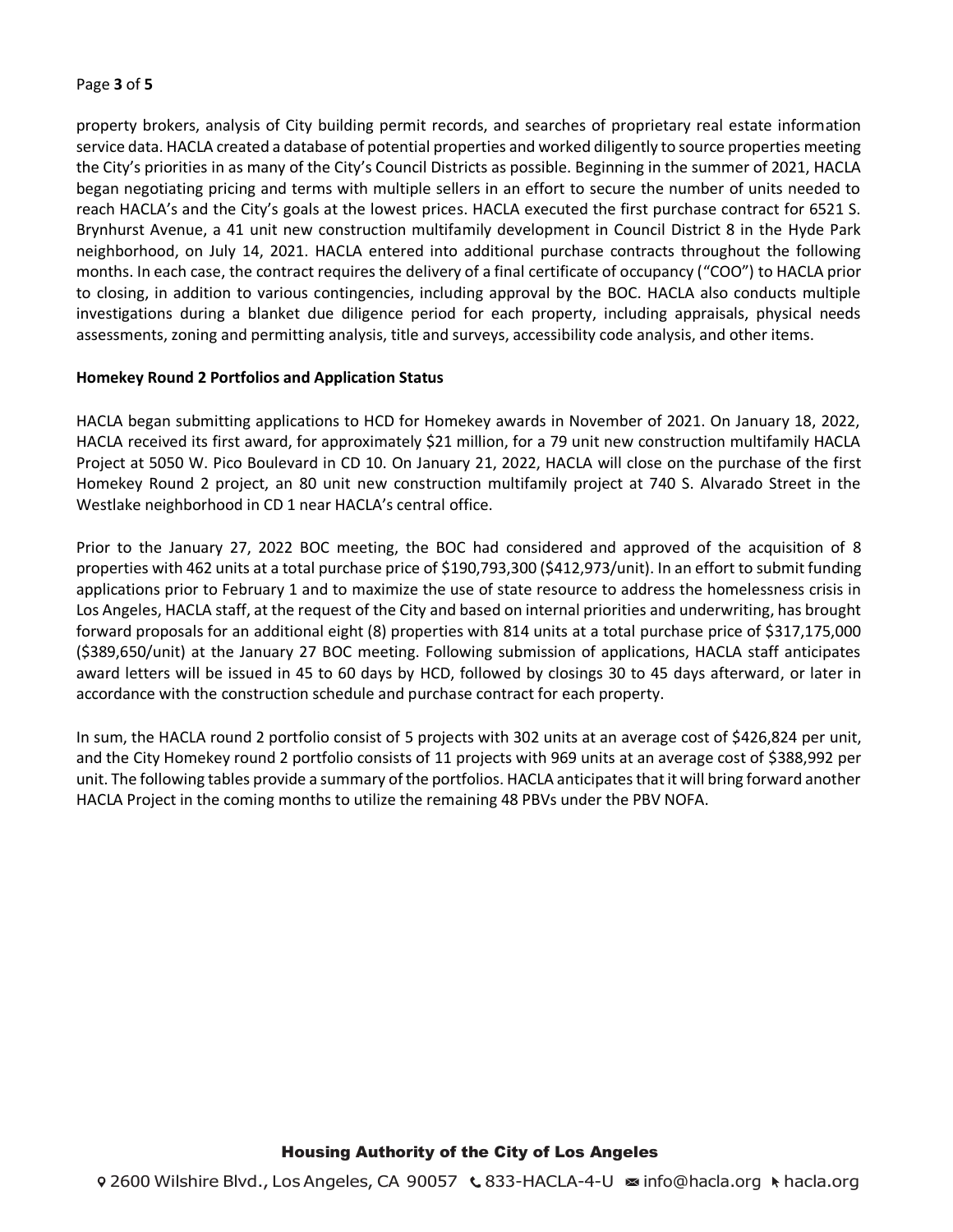property brokers, analysis of City building permit records, and searches of proprietary real estate information service data. HACLA created a database of potential properties and worked diligently to source properties meeting the City's priorities in as many of the City's Council Districts as possible. Beginning in the summer of 2021, HACLA began negotiating pricing and terms with multiple sellers in an effort to secure the number of units needed to reach HACLA's and the City's goals at the lowest prices. HACLA executed the first purchase contract for 6521 S. Brynhurst Avenue, a 41 unit new construction multifamily development in Council District 8 in the Hyde Park neighborhood, on July 14, 2021. HACLA entered into additional purchase contracts throughout the following months. In each case, the contract requires the delivery of a final certificate of occupancy ("COO") to HACLA prior to closing, in addition to various contingencies, including approval by the BOC. HACLA also conducts multiple investigations during a blanket due diligence period for each property, including appraisals, physical needs assessments, zoning and permitting analysis, title and surveys, accessibility code analysis, and other items.

**Homekey Round 2 Portfolios and Application Status**

HACLA began submitting applications to HCD for Homekey awards in November of 2021. On January 18, 2022, HACLA received its first award, for approximately $21 million, for a 79 unit new construction multifamily HACLA Project at 5050 W. Pico Boulevard in CD 10. On January 21, 2022, HACLA will close on the purchase of the first Homekey Round 2 project, an 80 unit new construction multifamily project at 740 S. Alvarado Street in the Westlake neighborhood in CD 1 near HACLA's central office.

Prior to the January 27, 2022 BOC meeting, the BOC had considered and approved of the acquisition of 8 properties with 462 units at a total purchase price of $190,793,300 ($412,973/unit). In an effort to submit funding applications prior to February 1 and to maximize the use of state resource to address the homelessness crisis in Los Angeles, HACLA staff, at the request of the City and based on internal priorities and underwriting, has brought forward proposals for an additional eight (8) properties with 814 units at a total purchase price of $317,175,000 ($389,650/unit) at the January 27 BOC meeting. Following submission of applications, HACLA staff anticipates award letters will be issued in 45 to 60 days by HCD, followed by closings 30 to 45 days afterward, or later in accordance with the construction schedule and purchase contract for each property.

In sum, the HACLA round 2 portfolio consist of 5 projects with 302 units at an average cost of $426,824 per unit, and the City Homekey round 2 portfolio consists of 11 projects with 969 units at an average cost of $388,992 per unit. The following tables provide a summary of the portfolios. HACLA anticipates that it will bring forward another HACLA Project in the coming months to utilize the remaining 48 PBVs under the PBV NOFA.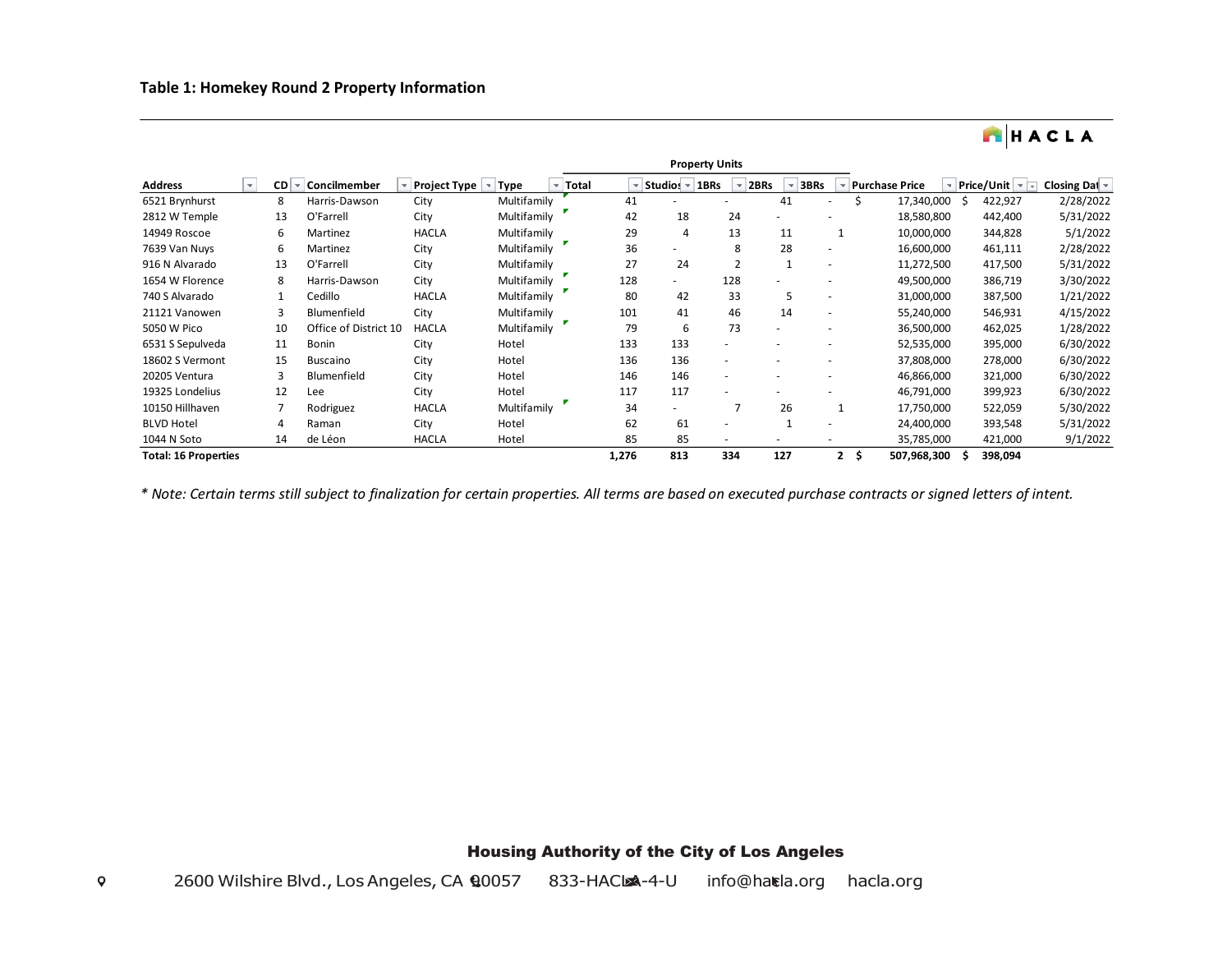### Table 1: Homekey Round 2 Property Information

| Address | CD | Concilmember | Project Type | Type | Property Units | | | | | Purchase Price | Price/Unit | Closing Date |
|---|---|---|---|---|---|---|---|---|---|---|---|---|
| | | | | | Total | Studios | 1BRs | 2BRs | 3BRs | | | |
| 6521 Brynhurst | 8 | Harris-Dawson | City | Multifamily | 41 | - | - | 41 | - | $ 17,340,000 | $ 422,927 | 2/28/2022 |
| 2812 W Temple | 13 | O'Farrell | City | Multifamily | 42 | 18 | 24 | - | - | 18,580,800 | 442,400 | 5/31/2022 |
| 14949 Roscoe | 6 | Martinez | HACLA | Multifamily | 29 | 4 | 13 | 11 | 1 | 10,000,000 | 344,828 | 5/1/2022 |
| 7639 Van Nuys | 6 | Martinez | City | Multifamily | 36 | - | 8 | 28 | - | 16,600,000 | 461,111 | 2/28/2022 |
| 916 N Alvarado | 13 | O'Farrell | City | Multifamily | 27 | 24 | 2 | 1 | - | 11,272,500 | 417,500 | 5/31/2022 |
| 1654 W Florence | 8 | Harris-Dawson | City | Multifamily | 128 | - | 128 | - | - | 49,500,000 | 386,719 | 3/30/2022 |
| 740 S Alvarado | 1 | Cedillo | HACLA | Multifamily | 80 | 42 | 33 | 5 | - | 31,000,000 | 387,500 | 1/21/2022 |
| 21121 Vanowen | 3 | Blumenfield | City | Multifamily | 101 | 41 | 46 | 14 | - | 55,240,000 | 546,931 | 4/15/2022 |
| 5050 W Pico | 10 | Office of District 10 | HACLA | Multifamily | 79 | 6 | 73 | - | - | 36,500,000 | 462,025 | 1/28/2022 |
| 6531 S Sepulveda | 11 | Bonin | City | Hotel | 133 | 133 | - | - | - | 52,535,000 | 395,000 | 6/30/2022 |
| 18602 S Vermont | 15 | Buscaino | City | Hotel | 136 | 136 | - | - | - | 37,808,000 | 278,000 | 6/30/2022 |
| 20205 Ventura | 3 | Blumenfield | City | Hotel | 146 | 146 | - | - | - | 46,866,000 | 321,000 | 6/30/2022 |
| 19325 Londelius | 12 | Lee | City | Hotel | 117 | 117 | - | - | - | 46,791,000 | 399,923 | 6/30/2022 |
| 10150 Hillhaven | 7 | Rodriguez | HACLA | Multifamily | 34 | - | 7 | 26 | 1 | 17,750,000 | 522,059 | 5/30/2022 |
| BLVD Hotel | 4 | Raman | City | Hotel | 62 | 61 | - | 1 | - | 24,400,000 | 393,548 | 5/31/2022 |
| 1044 N Soto | 14 | de Léon | HACLA | Hotel | 85 | 85 | - | - | - | 35,785,000 | 421,000 | 9/1/2022 |
| **Total: 16 Properties** | | | | | **1,276** | **813** | **334** | **127** | **2** | **$ 507,968,300** | **$ 398,094** | |

*\* Note: Certain terms still subject to finalization for certain properties. All terms are based on executed purchase contracts or signed letters of intent.*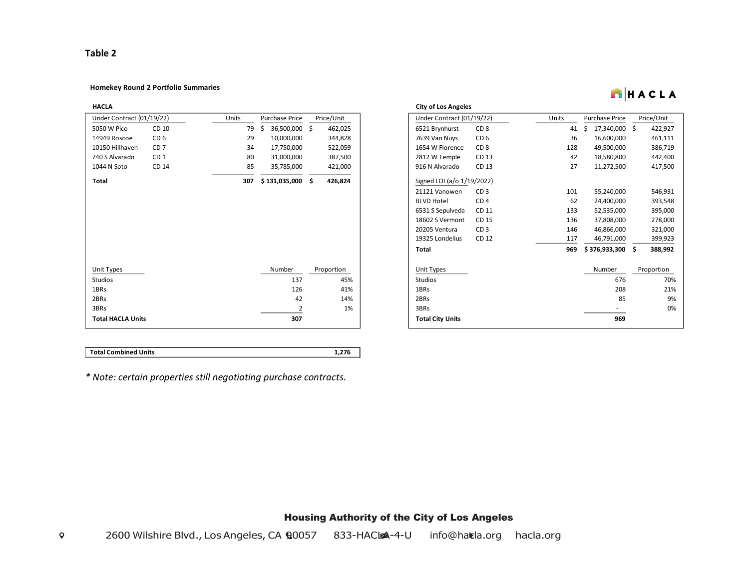## Table 2

### Homekey Round 2 Portfolio Summaries

**HACLA**

| Under Contract (01/19/22) | | Units | Purchase Price | Price/Unit |
|---|---|---|---|---|
| 5050 W Pico | CD 10 | 79 | $ 36,500,000 | $ 462,025 |
| 14949 Roscoe | CD 6 | 29 | 10,000,000 | 344,828 |
| 10150 Hillhaven | CD 7 | 34 | 17,750,000 | 522,059 |
| 740 S Alvarado | CD 1 | 80 | 31,000,000 | 387,500 |
| 1044 N Soto | CD 14 | 85 | 35,785,000 | 421,000 |
| **Total** | | **307** | **$ 131,035,000** | **$ 426,824** |

| Unit Types | Number | Proportion |
|---|---|---|
| Studios | 137 | 45% |
| 1BRs | 126 | 41% |
| 2BRs | 42 | 14% |
| 3BRs | 2 | 1% |
| **Total HACLA Units** | **307** | |

**City of Los Angeles**

| Under Contract (01/19/22) | | Units | Purchase Price | Price/Unit |
|---|---|---|---|---|
| 6521 Brynhurst | CD 8 | 41 | $ 17,340,000 | $ 422,927 |
| 7639 Van Nuys | CD 6 | 36 | 16,600,000 | 461,111 |
| 1654 W Florence | CD 8 | 128 | 49,500,000 | 386,719 |
| 2812 W Temple | CD 13 | 42 | 18,580,800 | 442,400 |
| 916 N Alvarado | CD 13 | 27 | 11,272,500 | 417,500 |
| Signed LOI (a/o 1/19/2022) | | | | |
| 21121 Vanowen | CD 3 | 101 | 55,240,000 | 546,931 |
| BLVD Hotel | CD 4 | 62 | 24,400,000 | 393,548 |
| 6531 S Sepulveda | CD 11 | 133 | 52,535,000 | 395,000 |
| 18602 S Vermont | CD 15 | 136 | 37,808,000 | 278,000 |
| 20205 Ventura | CD 3 | 146 | 46,866,000 | 321,000 |
| 19325 Londelius | CD 12 | 117 | 46,791,000 | 399,923 |
| **Total** | | **969** | **$ 376,933,300** | **$ 388,992** |

| Unit Types | Number | Proportion |
|---|---|---|
| Studios | 676 | 70% |
| 1BRs | 208 | 21% |
| 2BRs | 85 | 9% |
| 3BRs | - | 0% |
| **Total City Units** | **969** | |

| | |
|---|---|
| **Total Combined Units** | **1,276** |

*\* Note: certain properties still negotiating purchase contracts.*